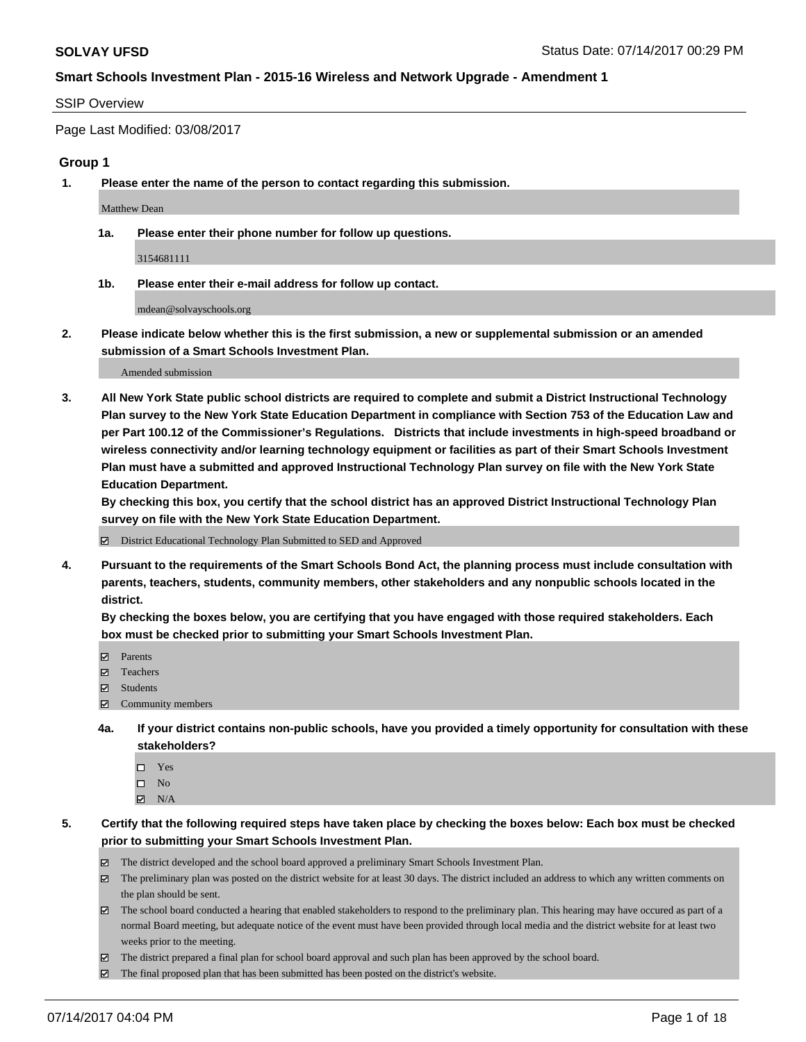**SOLVAY UFSD** Status Date: 07/14/2017 00:29 PM

**Smart Schools Investment Plan - 2015-16 Wireless and Network Upgrade - Amendment 1**

SSIP Overview

Page Last Modified: 03/08/2017

## Group 1

**1. Please enter the name of the person to contact regarding this submission.**

Matthew Dean

**1a. Please enter their phone number for follow up questions.**

3154681111

**1b. Please enter their e-mail address for follow up contact.**

mdean@solvayschools.org

**2. Please indicate below whether this is the first submission, a new or supplemental submission or an amended submission of a Smart Schools Investment Plan.**

Amended submission

**3. All New York State public school districts are required to complete and submit a District Instructional Technology Plan survey to the New York State Education Department in compliance with Section 753 of the Education Law and per Part 100.12 of the Commissioner's Regulations. Districts that include investments in high-speed broadband or wireless connectivity and/or learning technology equipment or facilities as part of their Smart Schools Investment Plan must have a submitted and approved Instructional Technology Plan survey on file with the New York State Education Department.**
**By checking this box, you certify that the school district has an approved District Instructional Technology Plan survey on file with the New York State Education Department.**

- ☑ District Educational Technology Plan Submitted to SED and Approved

**4. Pursuant to the requirements of the Smart Schools Bond Act, the planning process must include consultation with parents, teachers, students, community members, other stakeholders and any nonpublic schools located in the district.**
**By checking the boxes below, you are certifying that you have engaged with those required stakeholders. Each box must be checked prior to submitting your Smart Schools Investment Plan.**

- ☑ Parents
- ☑ Teachers
- ☑ Students
- ☑ Community members

**4a. If your district contains non-public schools, have you provided a timely opportunity for consultation with these stakeholders?**

- ☐ Yes
- ☐ No
- ☑ N/A

**5. Certify that the following required steps have taken place by checking the boxes below: Each box must be checked prior to submitting your Smart Schools Investment Plan.**

- ☑ The district developed and the school board approved a preliminary Smart Schools Investment Plan.
- ☑ The preliminary plan was posted on the district website for at least 30 days. The district included an address to which any written comments on the plan should be sent.
- ☑ The school board conducted a hearing that enabled stakeholders to respond to the preliminary plan. This hearing may have occured as part of a normal Board meeting, but adequate notice of the event must have been provided through local media and the district website for at least two weeks prior to the meeting.
- ☑ The district prepared a final plan for school board approval and such plan has been approved by the school board.
- ☑ The final proposed plan that has been submitted has been posted on the district's website.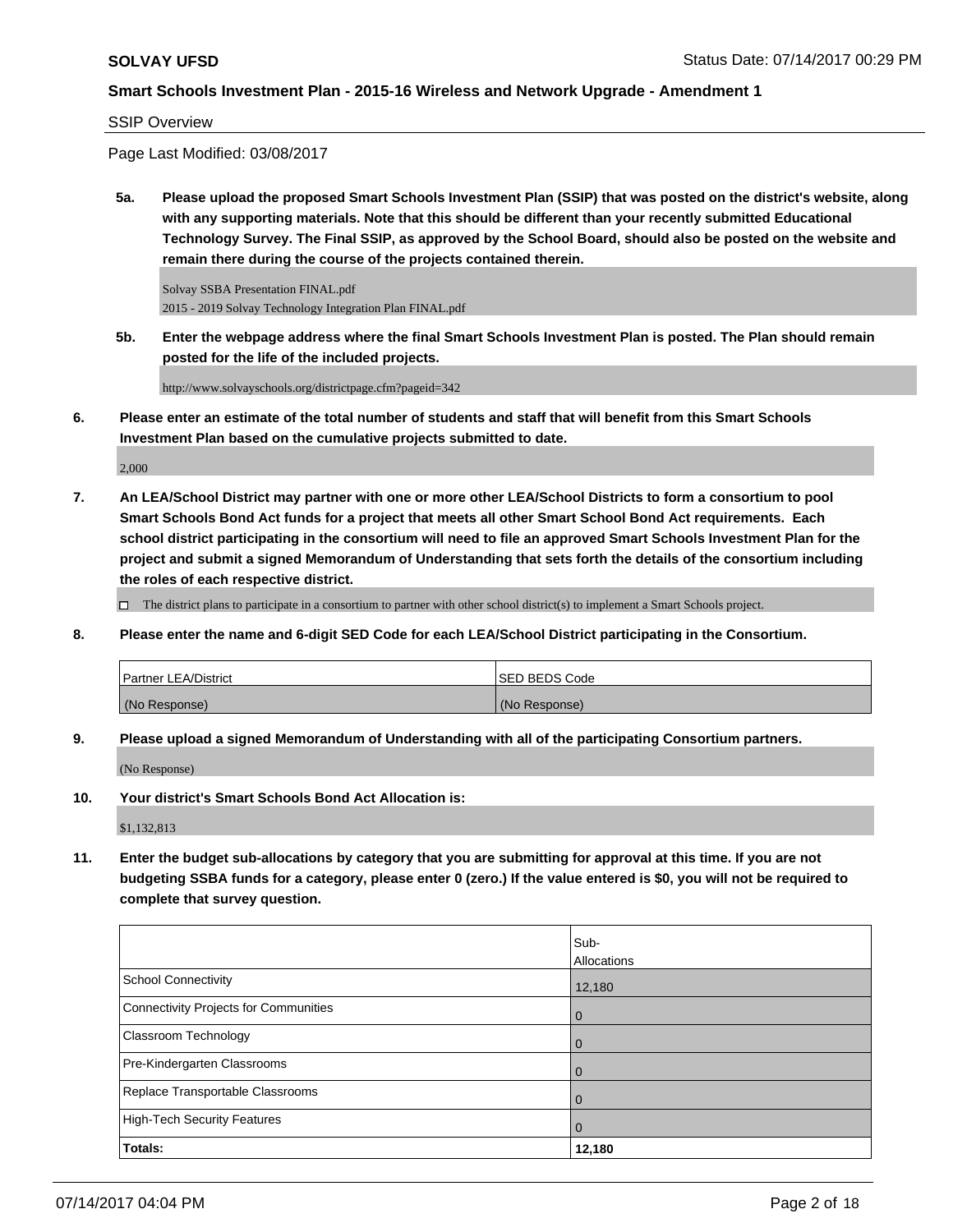SSIP Overview

Page Last Modified: 03/08/2017

**5a. Please upload the proposed Smart Schools Investment Plan (SSIP) that was posted on the district's website, along with any supporting materials. Note that this should be different than your recently submitted Educational Technology Survey. The Final SSIP, as approved by the School Board, should also be posted on the website and remain there during the course of the projects contained therein.**

Solvay SSBA Presentation FINAL.pdf
2015 - 2019 Solvay Technology Integration Plan FINAL.pdf

**5b. Enter the webpage address where the final Smart Schools Investment Plan is posted. The Plan should remain posted for the life of the included projects.**

http://www.solvayschools.org/districtpage.cfm?pageid=342

**6. Please enter an estimate of the total number of students and staff that will benefit from this Smart Schools Investment Plan based on the cumulative projects submitted to date.**

2,000

**7. An LEA/School District may partner with one or more other LEA/School Districts to form a consortium to pool Smart Schools Bond Act funds for a project that meets all other Smart School Bond Act requirements. Each school district participating in the consortium will need to file an approved Smart Schools Investment Plan for the project and submit a signed Memorandum of Understanding that sets forth the details of the consortium including the roles of each respective district.**

☐ The district plans to participate in a consortium to partner with other school district(s) to implement a Smart Schools project.

**8. Please enter the name and 6-digit SED Code for each LEA/School District participating in the Consortium.**

| Partner LEA/District | SED BEDS Code |
|---|---|
| (No Response) | (No Response) |

**9. Please upload a signed Memorandum of Understanding with all of the participating Consortium partners.**

(No Response)

**10. Your district's Smart Schools Bond Act Allocation is:**

$1,132,813

**11. Enter the budget sub-allocations by category that you are submitting for approval at this time. If you are not budgeting SSBA funds for a category, please enter 0 (zero.) If the value entered is $0, you will not be required to complete that survey question.**

| | Sub-Allocations |
|---|---|
| School Connectivity | 12,180 |
| Connectivity Projects for Communities | 0 |
| Classroom Technology | 0 |
| Pre-Kindergarten Classrooms | 0 |
| Replace Transportable Classrooms | 0 |
| High-Tech Security Features | 0 |
| **Totals:** | **12,180** |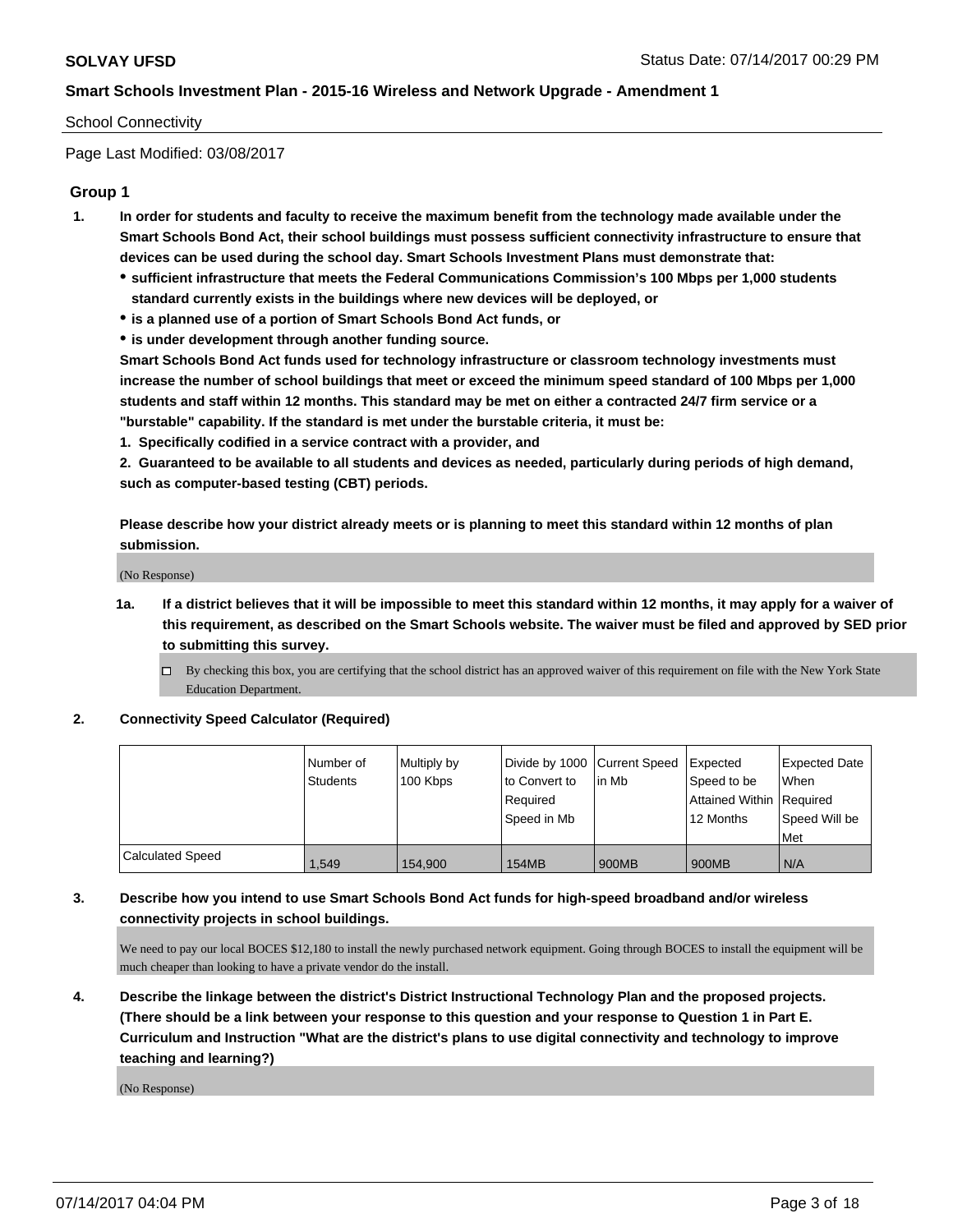School Connectivity

Page Last Modified: 03/08/2017

## Group 1

1. **In order for students and faculty to receive the maximum benefit from the technology made available under the Smart Schools Bond Act, their school buildings must possess sufficient connectivity infrastructure to ensure that devices can be used during the school day. Smart Schools Investment Plans must demonstrate that:**
   - **sufficient infrastructure that meets the Federal Communications Commission's 100 Mbps per 1,000 students standard currently exists in the buildings where new devices will be deployed, or**
   - **is a planned use of a portion of Smart Schools Bond Act funds, or**
   - **is under development through another funding source.**

   **Smart Schools Bond Act funds used for technology infrastructure or classroom technology investments must increase the number of school buildings that meet or exceed the minimum speed standard of 100 Mbps per 1,000 students and staff within 12 months. This standard may be met on either a contracted 24/7 firm service or a "burstable" capability. If the standard is met under the burstable criteria, it must be:**

   **1. Specifically codified in a service contract with a provider, and**

   **2. Guaranteed to be available to all students and devices as needed, particularly during periods of high demand, such as computer-based testing (CBT) periods.**

   **Please describe how your district already meets or is planning to meet this standard within 12 months of plan submission.**

   (No Response)

   1a. **If a district believes that it will be impossible to meet this standard within 12 months, it may apply for a waiver of this requirement, as described on the Smart Schools website. The waiver must be filed and approved by SED prior to submitting this survey.**

   ☐ By checking this box, you are certifying that the school district has an approved waiver of this requirement on file with the New York State Education Department.

2. **Connectivity Speed Calculator (Required)**

| | Number of Students | Multiply by 100 Kbps | Divide by 1000 to Convert to Required Speed in Mb | Current Speed in Mb | Expected Speed to be Attained Within 12 Months | Expected Date When Required Speed Will be Met |
|---|---|---|---|---|---|---|
| Calculated Speed | 1,549 | 154,900 | 154MB | 900MB | 900MB | N/A |

3. **Describe how you intend to use Smart Schools Bond Act funds for high-speed broadband and/or wireless connectivity projects in school buildings.**

   We need to pay our local BOCES $12,180 to install the newly purchased network equipment. Going through BOCES to install the equipment will be much cheaper than looking to have a private vendor do the install.

4. **Describe the linkage between the district's District Instructional Technology Plan and the proposed projects. (There should be a link between your response to this question and your response to Question 1 in Part E. Curriculum and Instruction "What are the district's plans to use digital connectivity and technology to improve teaching and learning?)**

   (No Response)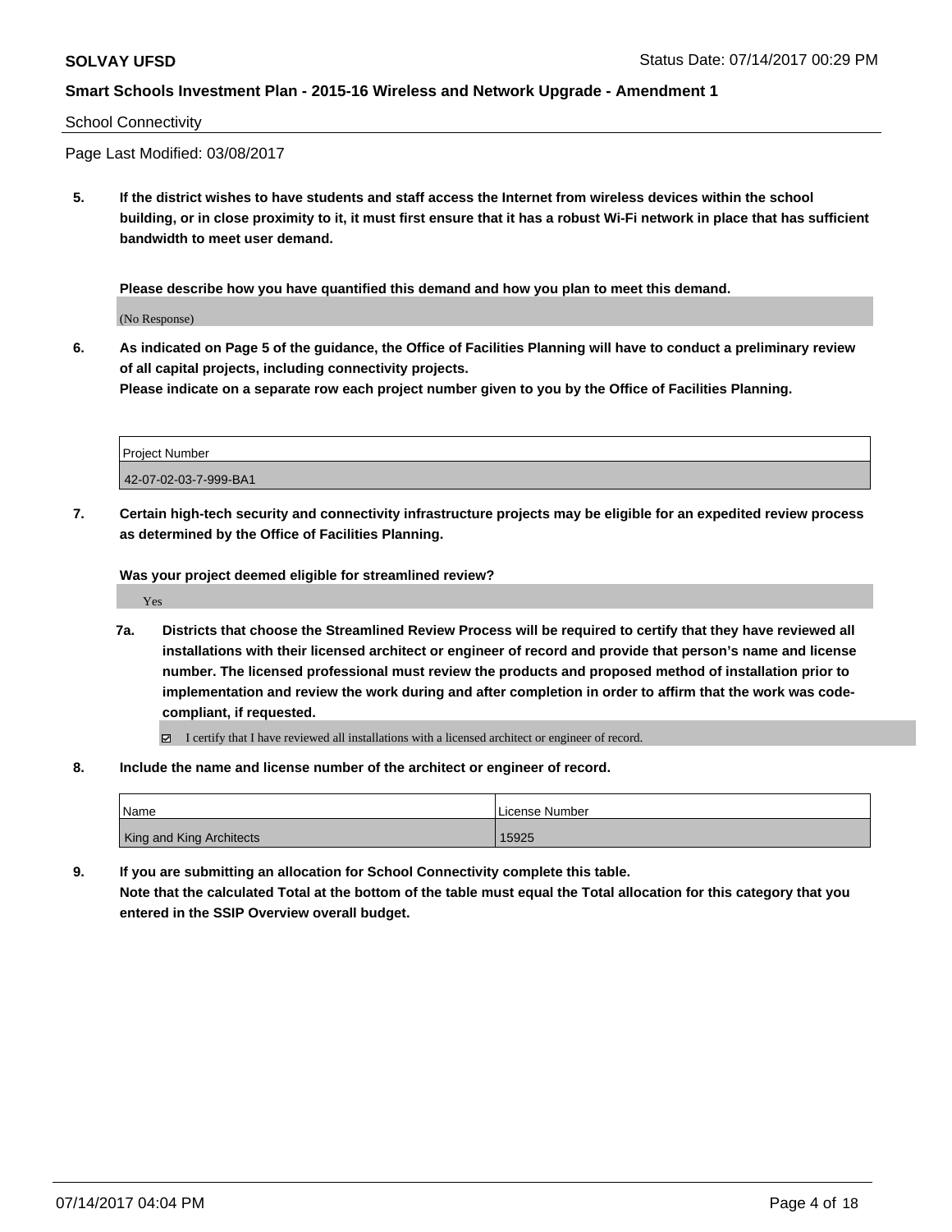School Connectivity

Page Last Modified: 03/08/2017

**5. If the district wishes to have students and staff access the Internet from wireless devices within the school building, or in close proximity to it, it must first ensure that it has a robust Wi-Fi network in place that has sufficient bandwidth to meet user demand.**

**Please describe how you have quantified this demand and how you plan to meet this demand.**

(No Response)

**6. As indicated on Page 5 of the guidance, the Office of Facilities Planning will have to conduct a preliminary review of all capital projects, including connectivity projects.**
**Please indicate on a separate row each project number given to you by the Office of Facilities Planning.**

| Project Number |
| --- |
| 42-07-02-03-7-999-BA1 |

**7. Certain high-tech security and connectivity infrastructure projects may be eligible for an expedited review process as determined by the Office of Facilities Planning.**

**Was your project deemed eligible for streamlined review?**

Yes

**7a. Districts that choose the Streamlined Review Process will be required to certify that they have reviewed all installations with their licensed architect or engineer of record and provide that person's name and license number. The licensed professional must review the products and proposed method of installation prior to implementation and review the work during and after completion in order to affirm that the work was code-compliant, if requested.**

☑ I certify that I have reviewed all installations with a licensed architect or engineer of record.

**8. Include the name and license number of the architect or engineer of record.**

| Name | License Number |
| --- | --- |
| King and King Architects | 15925 |

**9. If you are submitting an allocation for School Connectivity complete this table.**
**Note that the calculated Total at the bottom of the table must equal the Total allocation for this category that you entered in the SSIP Overview overall budget.**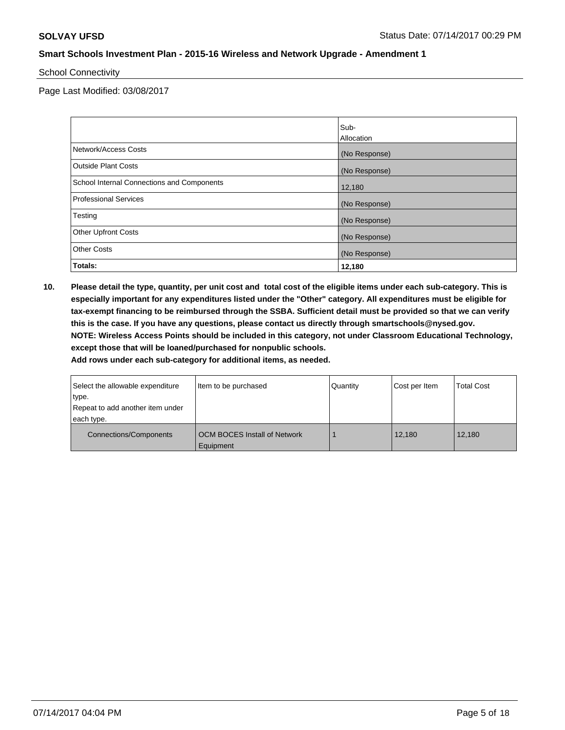School Connectivity

Page Last Modified: 03/08/2017

| | Sub-Allocation |
|---|---|
| Network/Access Costs | (No Response) |
| Outside Plant Costs | (No Response) |
| School Internal Connections and Components | 12,180 |
| Professional Services | (No Response) |
| Testing | (No Response) |
| Other Upfront Costs | (No Response) |
| Other Costs | (No Response) |
| **Totals:** | **12,180** |

**10. Please detail the type, quantity, per unit cost and total cost of the eligible items under each sub-category. This is especially important for any expenditures listed under the "Other" category. All expenditures must be eligible for tax-exempt financing to be reimbursed through the SSBA. Sufficient detail must be provided so that we can verify this is the case. If you have any questions, please contact us directly through smartschools@nysed.gov.**
**NOTE: Wireless Access Points should be included in this category, not under Classroom Educational Technology, except those that will be loaned/purchased for nonpublic schools.**
**Add rows under each sub-category for additional items, as needed.**

| Select the allowable expenditure type. Repeat to add another item under each type. | Item to be purchased | Quantity | Cost per Item | Total Cost |
|---|---|---|---|---|
| Connections/Components | OCM BOCES Install of Network Equipment | 1 | 12,180 | 12,180 |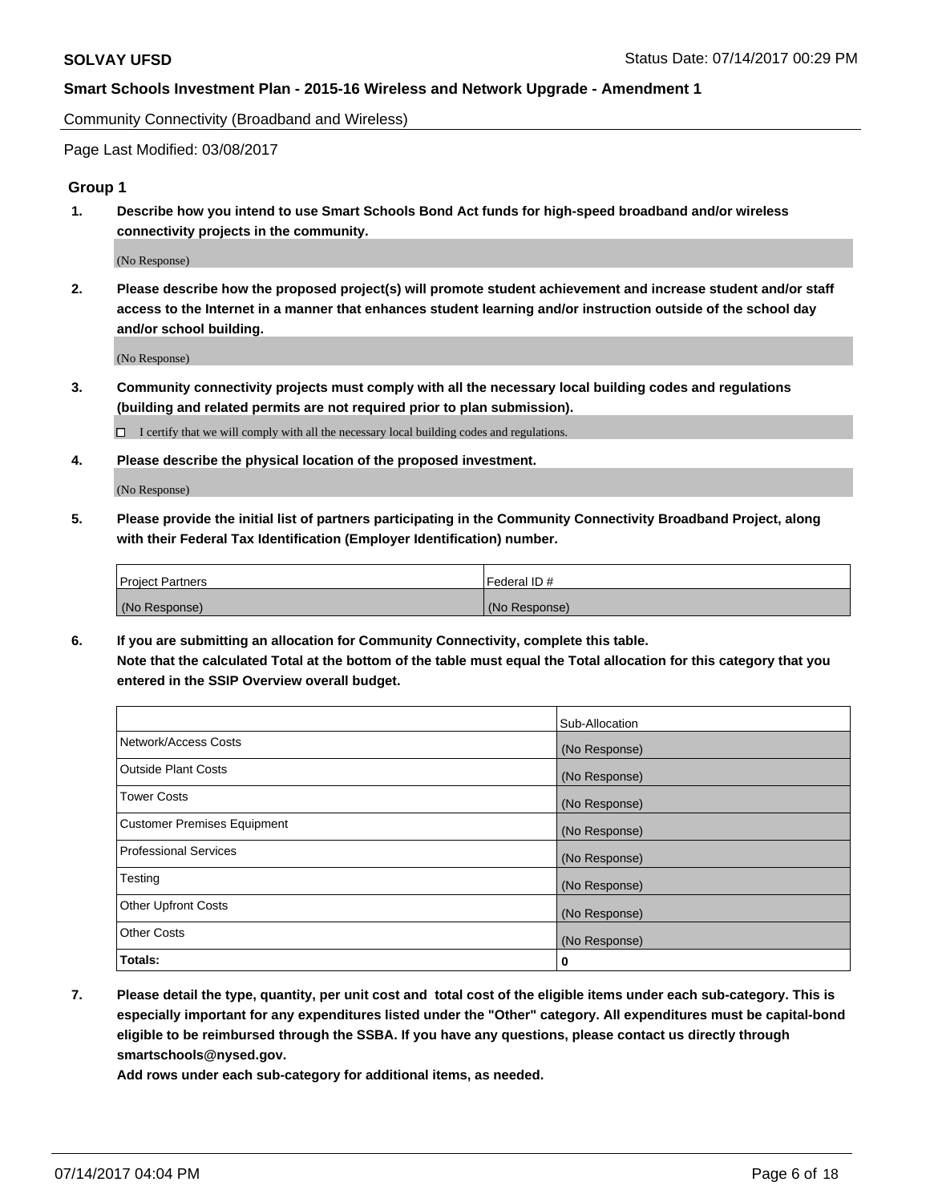Community Connectivity (Broadband and Wireless)

Page Last Modified: 03/08/2017

## Group 1

**1. Describe how you intend to use Smart Schools Bond Act funds for high-speed broadband and/or wireless connectivity projects in the community.**

(No Response)

**2. Please describe how the proposed project(s) will promote student achievement and increase student and/or staff access to the Internet in a manner that enhances student learning and/or instruction outside of the school day and/or school building.**

(No Response)

**3. Community connectivity projects must comply with all the necessary local building codes and regulations (building and related permits are not required prior to plan submission).**

☐ I certify that we will comply with all the necessary local building codes and regulations.

**4. Please describe the physical location of the proposed investment.**

(No Response)

**5. Please provide the initial list of partners participating in the Community Connectivity Broadband Project, along with their Federal Tax Identification (Employer Identification) number.**

| Project Partners | Federal ID # |
|---|---|
| (No Response) | (No Response) |

**6. If you are submitting an allocation for Community Connectivity, complete this table. Note that the calculated Total at the bottom of the table must equal the Total allocation for this category that you entered in the SSIP Overview overall budget.**

| | Sub-Allocation |
|---|---|
| Network/Access Costs | (No Response) |
| Outside Plant Costs | (No Response) |
| Tower Costs | (No Response) |
| Customer Premises Equipment | (No Response) |
| Professional Services | (No Response) |
| Testing | (No Response) |
| Other Upfront Costs | (No Response) |
| Other Costs | (No Response) |
| **Totals:** | **0** |

**7. Please detail the type, quantity, per unit cost and total cost of the eligible items under each sub-category. This is especially important for any expenditures listed under the "Other" category. All expenditures must be capital-bond eligible to be reimbursed through the SSBA. If you have any questions, please contact us directly through smartschools@nysed.gov.**

**Add rows under each sub-category for additional items, as needed.**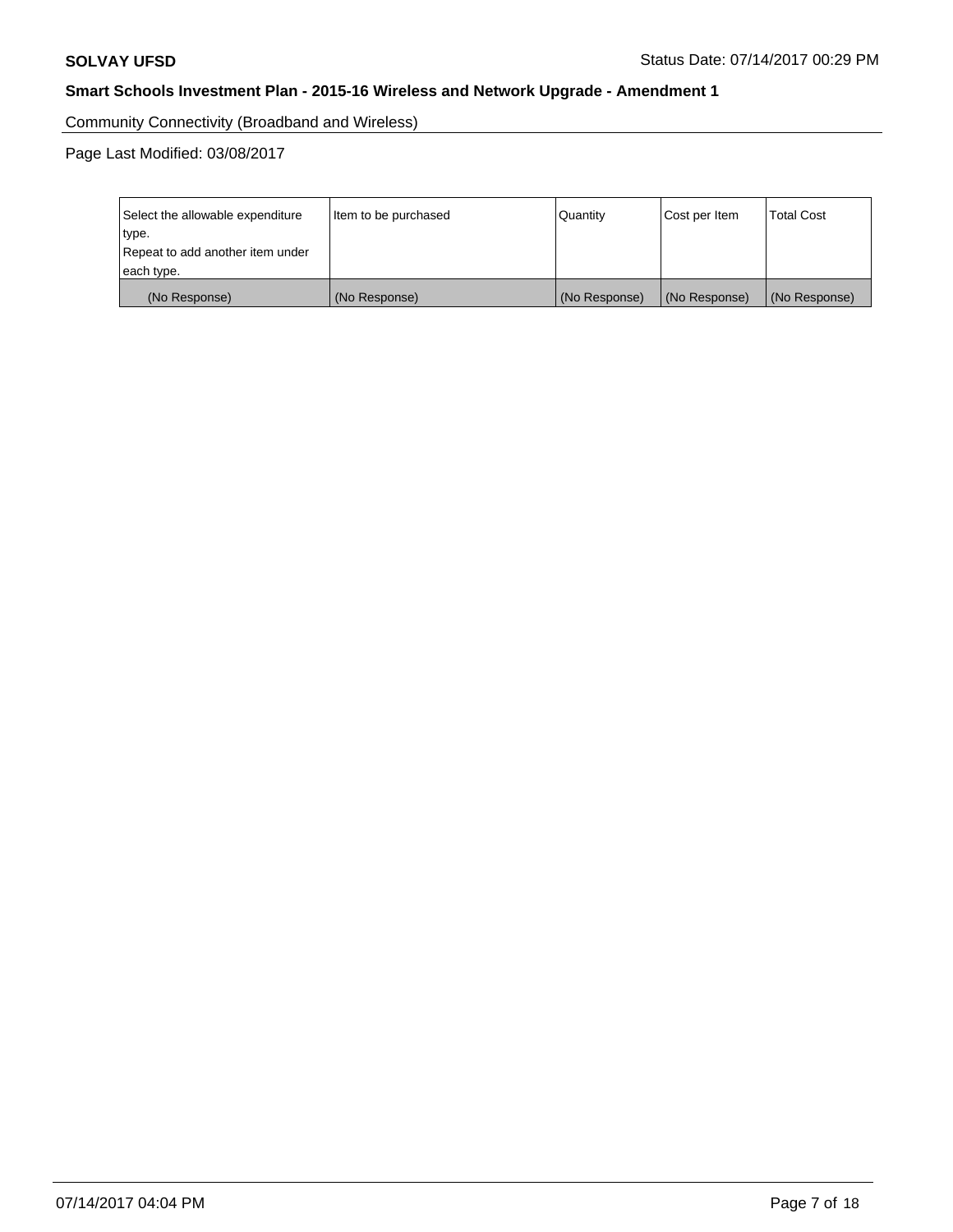Community Connectivity (Broadband and Wireless)

Page Last Modified: 03/08/2017

| Select the allowable expenditure type. Repeat to add another item under each type. | Item to be purchased | Quantity | Cost per Item | Total Cost |
| --- | --- | --- | --- | --- |
| (No Response) | (No Response) | (No Response) | (No Response) | (No Response) |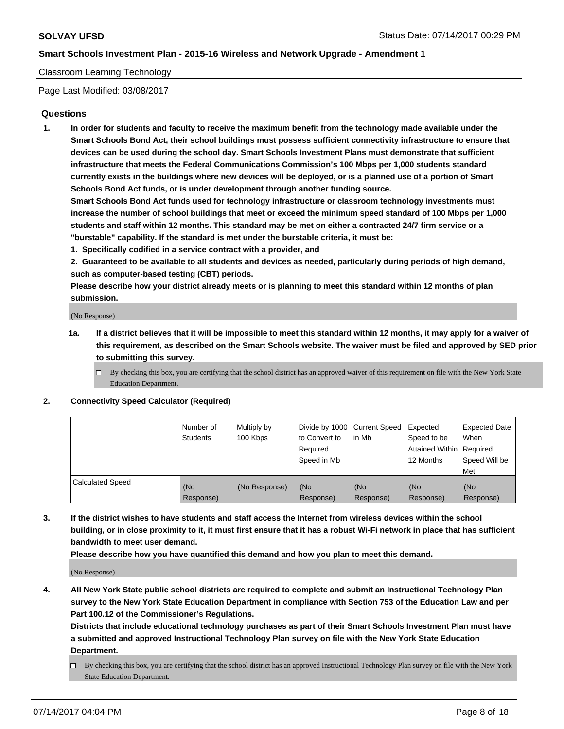Classroom Learning Technology

Page Last Modified: 03/08/2017

## Questions

1. **In order for students and faculty to receive the maximum benefit from the technology made available under the Smart Schools Bond Act, their school buildings must possess sufficient connectivity infrastructure to ensure that devices can be used during the school day. Smart Schools Investment Plans must demonstrate that sufficient infrastructure that meets the Federal Communications Commission's 100 Mbps per 1,000 students standard currently exists in the buildings where new devices will be deployed, or is a planned use of a portion of Smart Schools Bond Act funds, or is under development through another funding source.**

   **Smart Schools Bond Act funds used for technology infrastructure or classroom technology investments must increase the number of school buildings that meet or exceed the minimum speed standard of 100 Mbps per 1,000 students and staff within 12 months. This standard may be met on either a contracted 24/7 firm service or a "burstable" capability. If the standard is met under the burstable criteria, it must be:**

   **1. Specifically codified in a service contract with a provider, and**

   **2. Guaranteed to be available to all students and devices as needed, particularly during periods of high demand, such as computer-based testing (CBT) periods.**

   **Please describe how your district already meets or is planning to meet this standard within 12 months of plan submission.**

   (No Response)

   **1a. If a district believes that it will be impossible to meet this standard within 12 months, it may apply for a waiver of this requirement, as described on the Smart Schools website. The waiver must be filed and approved by SED prior to submitting this survey.**

   ☐ By checking this box, you are certifying that the school district has an approved waiver of this requirement on file with the New York State Education Department.

2. **Connectivity Speed Calculator (Required)**

| | Number of Students | Multiply by 100 Kbps | Divide by 1000 to Convert to Required Speed in Mb | Current Speed in Mb | Expected Speed to be Attained Within 12 Months | Expected Date When Required Speed Will be Met |
|---|---|---|---|---|---|---|
| Calculated Speed | (No Response) | (No Response) | (No Response) | (No Response) | (No Response) | (No Response) |

3. **If the district wishes to have students and staff access the Internet from wireless devices within the school building, or in close proximity to it, it must first ensure that it has a robust Wi-Fi network in place that has sufficient bandwidth to meet user demand.**

   **Please describe how you have quantified this demand and how you plan to meet this demand.**

   (No Response)

4. **All New York State public school districts are required to complete and submit an Instructional Technology Plan survey to the New York State Education Department in compliance with Section 753 of the Education Law and per Part 100.12 of the Commissioner's Regulations.**

   **Districts that include educational technology purchases as part of their Smart Schools Investment Plan must have a submitted and approved Instructional Technology Plan survey on file with the New York State Education Department.**

   ☐ By checking this box, you are certifying that the school district has an approved Instructional Technology Plan survey on file with the New York State Education Department.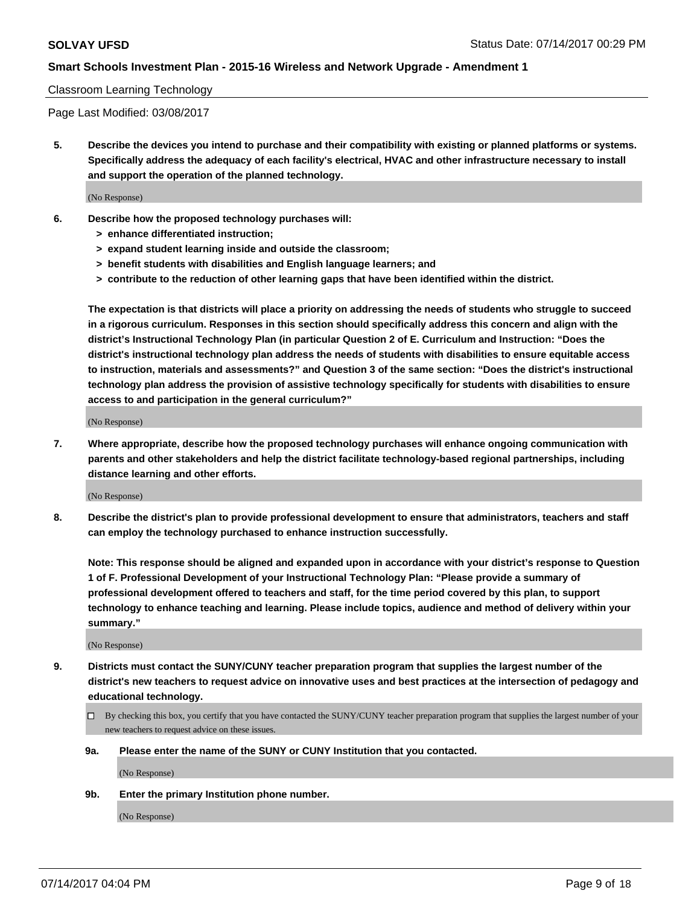Classroom Learning Technology

Page Last Modified: 03/08/2017

**5. Describe the devices you intend to purchase and their compatibility with existing or planned platforms or systems. Specifically address the adequacy of each facility's electrical, HVAC and other infrastructure necessary to install and support the operation of the planned technology.**

(No Response)

**6. Describe how the proposed technology purchases will:**
- **> enhance differentiated instruction;**
- **> expand student learning inside and outside the classroom;**
- **> benefit students with disabilities and English language learners; and**
- **> contribute to the reduction of other learning gaps that have been identified within the district.**

**The expectation is that districts will place a priority on addressing the needs of students who struggle to succeed in a rigorous curriculum. Responses in this section should specifically address this concern and align with the district's Instructional Technology Plan (in particular Question 2 of E. Curriculum and Instruction: "Does the district's instructional technology plan address the needs of students with disabilities to ensure equitable access to instruction, materials and assessments?" and Question 3 of the same section: "Does the district's instructional technology plan address the provision of assistive technology specifically for students with disabilities to ensure access to and participation in the general curriculum?"**

(No Response)

**7. Where appropriate, describe how the proposed technology purchases will enhance ongoing communication with parents and other stakeholders and help the district facilitate technology-based regional partnerships, including distance learning and other efforts.**

(No Response)

**8. Describe the district's plan to provide professional development to ensure that administrators, teachers and staff can employ the technology purchased to enhance instruction successfully.**

**Note: This response should be aligned and expanded upon in accordance with your district's response to Question 1 of F. Professional Development of your Instructional Technology Plan: "Please provide a summary of professional development offered to teachers and staff, for the time period covered by this plan, to support technology to enhance teaching and learning. Please include topics, audience and method of delivery within your summary."**

(No Response)

**9. Districts must contact the SUNY/CUNY teacher preparation program that supplies the largest number of the district's new teachers to request advice on innovative uses and best practices at the intersection of pedagogy and educational technology.**

☐ By checking this box, you certify that you have contacted the SUNY/CUNY teacher preparation program that supplies the largest number of your new teachers to request advice on these issues.

**9a. Please enter the name of the SUNY or CUNY Institution that you contacted.**

(No Response)

**9b. Enter the primary Institution phone number.**

(No Response)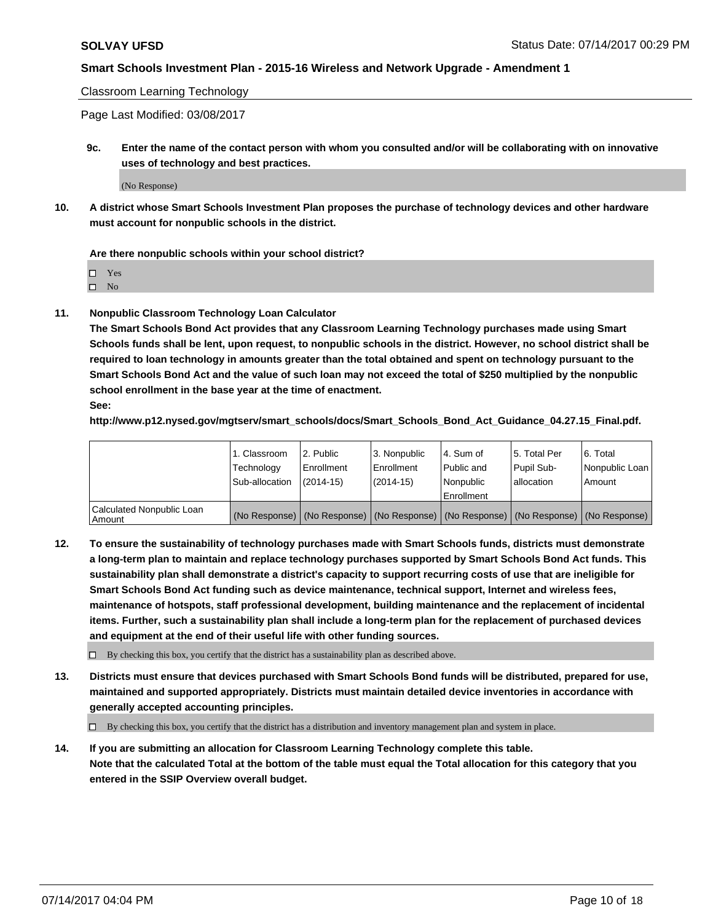Classroom Learning Technology

Page Last Modified: 03/08/2017

**9c. Enter the name of the contact person with whom you consulted and/or will be collaborating with on innovative uses of technology and best practices.**

(No Response)

**10. A district whose Smart Schools Investment Plan proposes the purchase of technology devices and other hardware must account for nonpublic schools in the district.**

**Are there nonpublic schools within your school district?**

- ☐ Yes
- ☐ No

**11. Nonpublic Classroom Technology Loan Calculator**

**The Smart Schools Bond Act provides that any Classroom Learning Technology purchases made using Smart Schools funds shall be lent, upon request, to nonpublic schools in the district. However, no school district shall be required to loan technology in amounts greater than the total obtained and spent on technology pursuant to the Smart Schools Bond Act and the value of such loan may not exceed the total of $250 multiplied by the nonpublic school enrollment in the base year at the time of enactment.**

**See:**

**http://www.p12.nysed.gov/mgtserv/smart_schools/docs/Smart_Schools_Bond_Act_Guidance_04.27.15_Final.pdf.**

| | 1. Classroom Technology Sub-allocation | 2. Public Enrollment (2014-15) | 3. Nonpublic Enrollment (2014-15) | 4. Sum of Public and Nonpublic Enrollment | 5. Total Per Pupil Sub-allocation | 6. Total Nonpublic Loan Amount |
|---|---|---|---|---|---|---|
| Calculated Nonpublic Loan Amount | (No Response) | (No Response) | (No Response) | (No Response) | (No Response) | (No Response) |

**12. To ensure the sustainability of technology purchases made with Smart Schools funds, districts must demonstrate a long-term plan to maintain and replace technology purchases supported by Smart Schools Bond Act funds. This sustainability plan shall demonstrate a district's capacity to support recurring costs of use that are ineligible for Smart Schools Bond Act funding such as device maintenance, technical support, Internet and wireless fees, maintenance of hotspots, staff professional development, building maintenance and the replacement of incidental items. Further, such a sustainability plan shall include a long-term plan for the replacement of purchased devices and equipment at the end of their useful life with other funding sources.**

☐ By checking this box, you certify that the district has a sustainability plan as described above.

**13. Districts must ensure that devices purchased with Smart Schools Bond funds will be distributed, prepared for use, maintained and supported appropriately. Districts must maintain detailed device inventories in accordance with generally accepted accounting principles.**

☐ By checking this box, you certify that the district has a distribution and inventory management plan and system in place.

**14. If you are submitting an allocation for Classroom Learning Technology complete this table. Note that the calculated Total at the bottom of the table must equal the Total allocation for this category that you entered in the SSIP Overview overall budget.**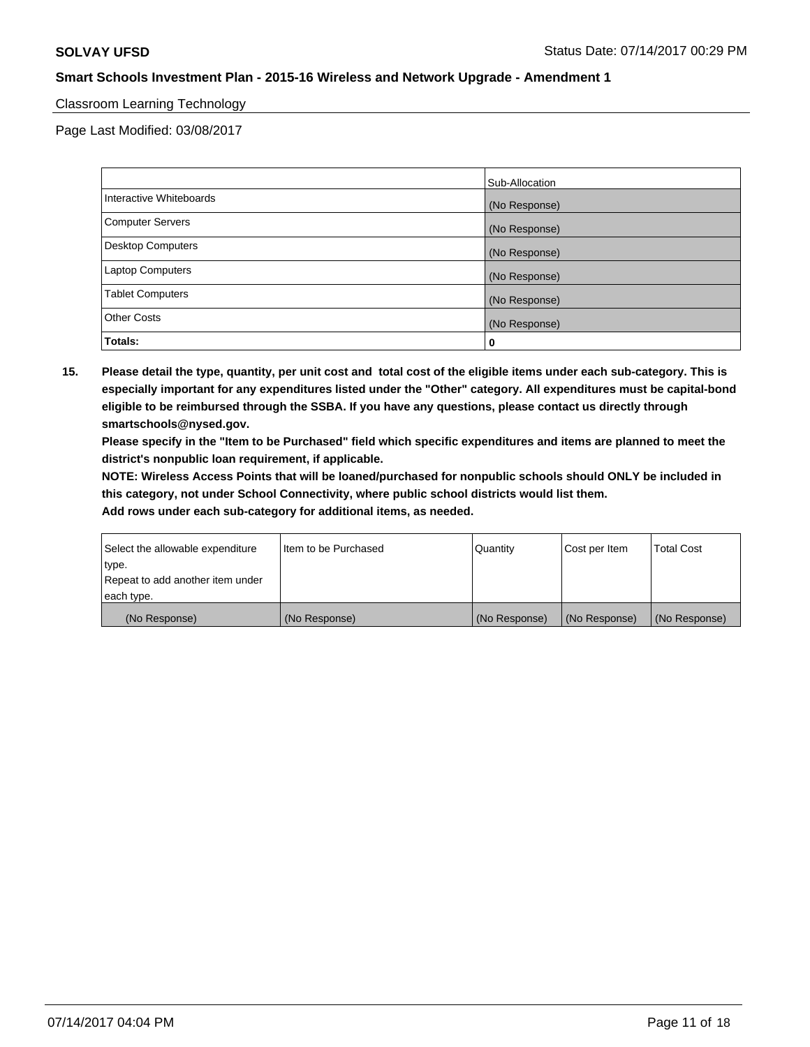Classroom Learning Technology

Page Last Modified: 03/08/2017

| | Sub-Allocation |
|---|---|
| Interactive Whiteboards | (No Response) |
| Computer Servers | (No Response) |
| Desktop Computers | (No Response) |
| Laptop Computers | (No Response) |
| Tablet Computers | (No Response) |
| Other Costs | (No Response) |
| **Totals:** | **0** |

**15. Please detail the type, quantity, per unit cost and total cost of the eligible items under each sub-category. This is especially important for any expenditures listed under the "Other" category. All expenditures must be capital-bond eligible to be reimbursed through the SSBA. If you have any questions, please contact us directly through smartschools@nysed.gov.**

**Please specify in the "Item to be Purchased" field which specific expenditures and items are planned to meet the district's nonpublic loan requirement, if applicable.**

**NOTE: Wireless Access Points that will be loaned/purchased for nonpublic schools should ONLY be included in this category, not under School Connectivity, where public school districts would list them.**

**Add rows under each sub-category for additional items, as needed.**

| Select the allowable expenditure type. Repeat to add another item under each type. | Item to be Purchased | Quantity | Cost per Item | Total Cost |
|---|---|---|---|---|
| (No Response) | (No Response) | (No Response) | (No Response) | (No Response) |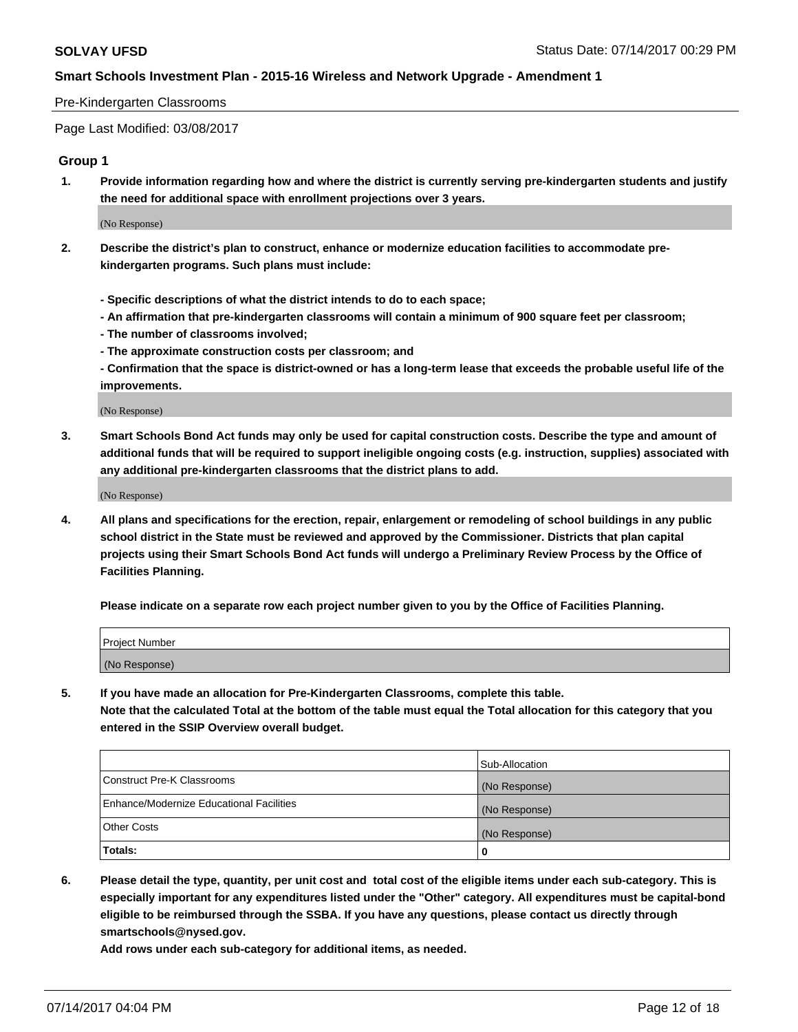Pre-Kindergarten Classrooms

Page Last Modified: 03/08/2017

## Group 1

**1. Provide information regarding how and where the district is currently serving pre-kindergarten students and justify the need for additional space with enrollment projections over 3 years.**

(No Response)

**2. Describe the district's plan to construct, enhance or modernize education facilities to accommodate pre-kindergarten programs. Such plans must include:**

**- Specific descriptions of what the district intends to do to each space;**
**- An affirmation that pre-kindergarten classrooms will contain a minimum of 900 square feet per classroom;**
**- The number of classrooms involved;**
**- The approximate construction costs per classroom; and**
**- Confirmation that the space is district-owned or has a long-term lease that exceeds the probable useful life of the improvements.**

(No Response)

**3. Smart Schools Bond Act funds may only be used for capital construction costs. Describe the type and amount of additional funds that will be required to support ineligible ongoing costs (e.g. instruction, supplies) associated with any additional pre-kindergarten classrooms that the district plans to add.**

(No Response)

**4. All plans and specifications for the erection, repair, enlargement or remodeling of school buildings in any public school district in the State must be reviewed and approved by the Commissioner. Districts that plan capital projects using their Smart Schools Bond Act funds will undergo a Preliminary Review Process by the Office of Facilities Planning.**

**Please indicate on a separate row each project number given to you by the Office of Facilities Planning.**

| Project Number |
|---|
| (No Response) |

**5. If you have made an allocation for Pre-Kindergarten Classrooms, complete this table.**
**Note that the calculated Total at the bottom of the table must equal the Total allocation for this category that you entered in the SSIP Overview overall budget.**

| | Sub-Allocation |
|---|---|
| Construct Pre-K Classrooms | (No Response) |
| Enhance/Modernize Educational Facilities | (No Response) |
| Other Costs | (No Response) |
| **Totals:** | **0** |

**6. Please detail the type, quantity, per unit cost and total cost of the eligible items under each sub-category. This is especially important for any expenditures listed under the "Other" category. All expenditures must be capital-bond eligible to be reimbursed through the SSBA. If you have any questions, please contact us directly through smartschools@nysed.gov.**
**Add rows under each sub-category for additional items, as needed.**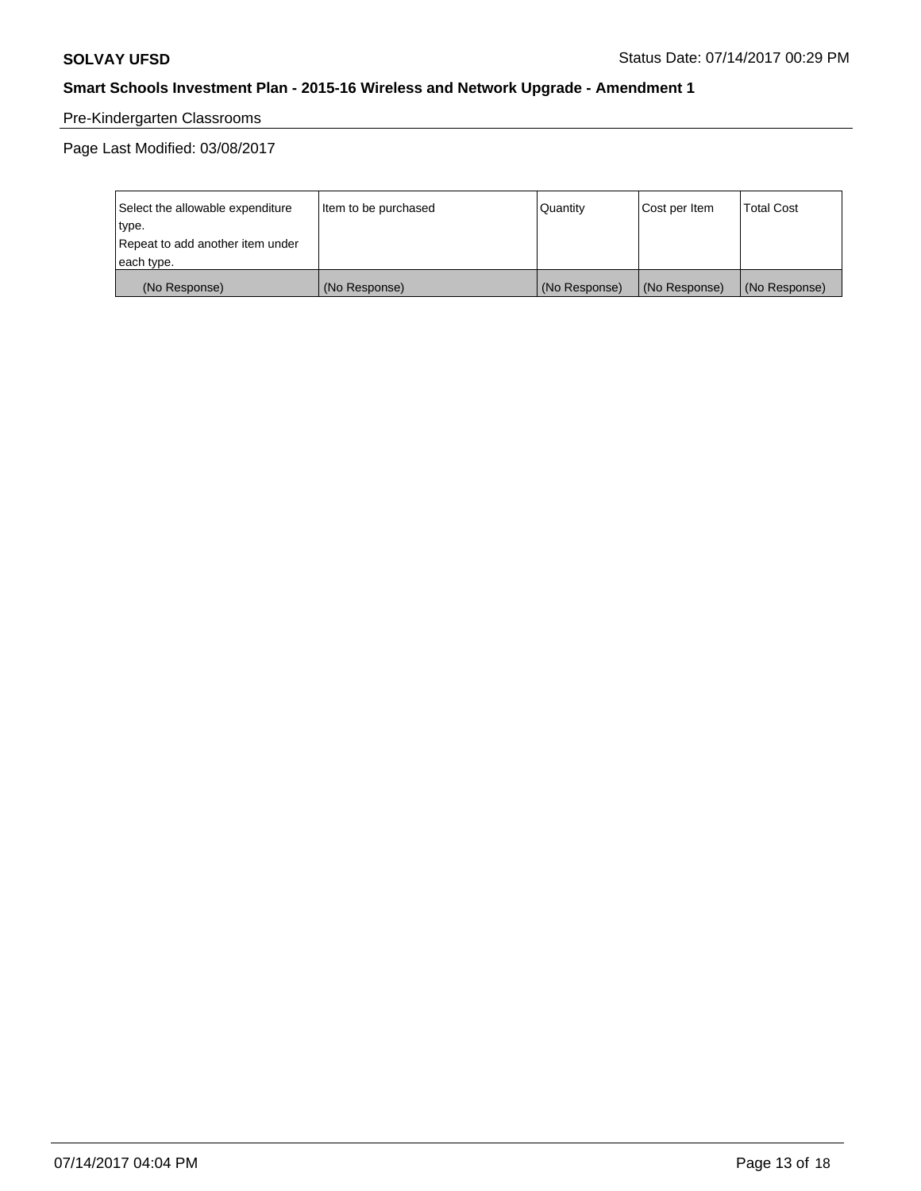Pre-Kindergarten Classrooms

Page Last Modified: 03/08/2017

| Select the allowable expenditure type. Repeat to add another item under each type. | Item to be purchased | Quantity | Cost per Item | Total Cost |
|---|---|---|---|---|
| (No Response) | (No Response) | (No Response) | (No Response) | (No Response) |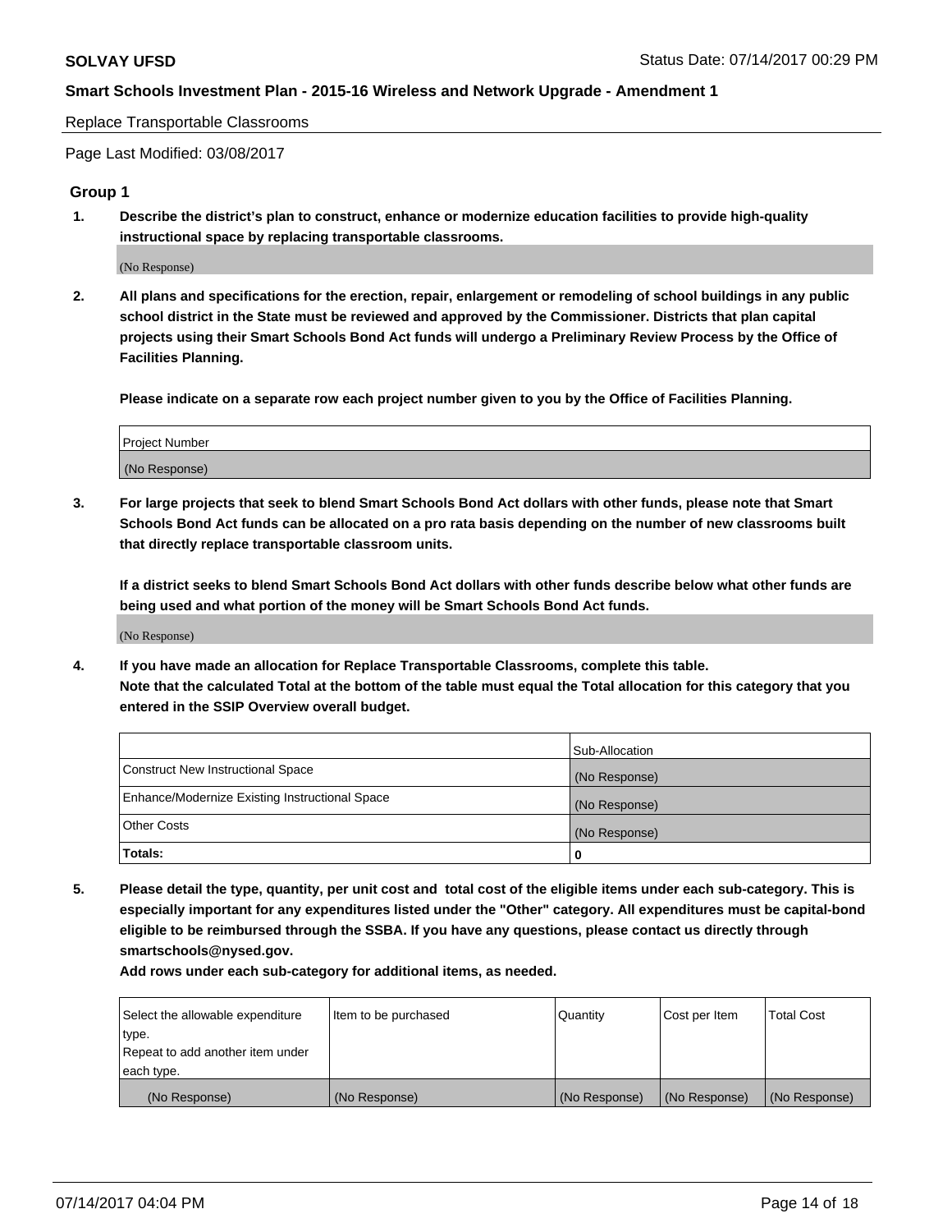Replace Transportable Classrooms

Page Last Modified: 03/08/2017

## Group 1

**1. Describe the district's plan to construct, enhance or modernize education facilities to provide high-quality instructional space by replacing transportable classrooms.**

(No Response)

**2. All plans and specifications for the erection, repair, enlargement or remodeling of school buildings in any public school district in the State must be reviewed and approved by the Commissioner. Districts that plan capital projects using their Smart Schools Bond Act funds will undergo a Preliminary Review Process by the Office of Facilities Planning.**

**Please indicate on a separate row each project number given to you by the Office of Facilities Planning.**

| Project Number |
| --- |
| (No Response) |

**3. For large projects that seek to blend Smart Schools Bond Act dollars with other funds, please note that Smart Schools Bond Act funds can be allocated on a pro rata basis depending on the number of new classrooms built that directly replace transportable classroom units.**

**If a district seeks to blend Smart Schools Bond Act dollars with other funds describe below what other funds are being used and what portion of the money will be Smart Schools Bond Act funds.**

(No Response)

**4. If you have made an allocation for Replace Transportable Classrooms, complete this table. Note that the calculated Total at the bottom of the table must equal the Total allocation for this category that you entered in the SSIP Overview overall budget.**

| | Sub-Allocation |
| --- | --- |
| Construct New Instructional Space | (No Response) |
| Enhance/Modernize Existing Instructional Space | (No Response) |
| Other Costs | (No Response) |
| **Totals:** | 0 |

**5. Please detail the type, quantity, per unit cost and total cost of the eligible items under each sub-category. This is especially important for any expenditures listed under the "Other" category. All expenditures must be capital-bond eligible to be reimbursed through the SSBA. If you have any questions, please contact us directly through smartschools@nysed.gov.**

**Add rows under each sub-category for additional items, as needed.**

| Select the allowable expenditure type. Repeat to add another item under each type. | Item to be purchased | Quantity | Cost per Item | Total Cost |
| --- | --- | --- | --- | --- |
| (No Response) | (No Response) | (No Response) | (No Response) | (No Response) |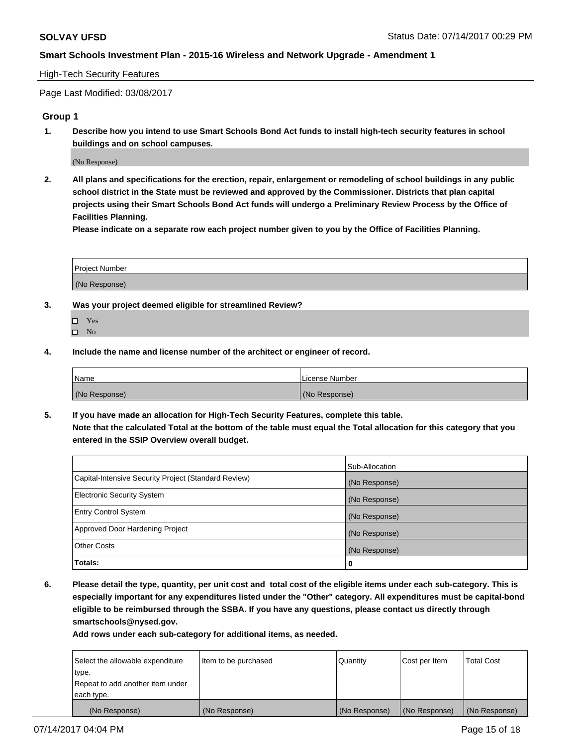High-Tech Security Features

Page Last Modified: 03/08/2017

## Group 1

1. **Describe how you intend to use Smart Schools Bond Act funds to install high-tech security features in school buildings and on school campuses.**

   (No Response)

2. **All plans and specifications for the erection, repair, enlargement or remodeling of school buildings in any public school district in the State must be reviewed and approved by the Commissioner. Districts that plan capital projects using their Smart Schools Bond Act funds will undergo a Preliminary Review Process by the Office of Facilities Planning.**

   **Please indicate on a separate row each project number given to you by the Office of Facilities Planning.**

| Project Number |
| --- |
| (No Response) |

3. **Was your project deemed eligible for streamlined Review?**

   - ☐ Yes
   - ☐ No

4. **Include the name and license number of the architect or engineer of record.**

| Name | License Number |
| --- | --- |
| (No Response) | (No Response) |

5. **If you have made an allocation for High-Tech Security Features, complete this table.**
   **Note that the calculated Total at the bottom of the table must equal the Total allocation for this category that you entered in the SSIP Overview overall budget.**

| | Sub-Allocation |
| --- | --- |
| Capital-Intensive Security Project (Standard Review) | (No Response) |
| Electronic Security System | (No Response) |
| Entry Control System | (No Response) |
| Approved Door Hardening Project | (No Response) |
| Other Costs | (No Response) |
| **Totals:** | **0** |

6. **Please detail the type, quantity, per unit cost and total cost of the eligible items under each sub-category. This is especially important for any expenditures listed under the "Other" category. All expenditures must be capital-bond eligible to be reimbursed through the SSBA. If you have any questions, please contact us directly through smartschools@nysed.gov.**

   **Add rows under each sub-category for additional items, as needed.**

| Select the allowable expenditure type. Repeat to add another item under each type. | Item to be purchased | Quantity | Cost per Item | Total Cost |
| --- | --- | --- | --- | --- |
| (No Response) | (No Response) | (No Response) | (No Response) | (No Response) |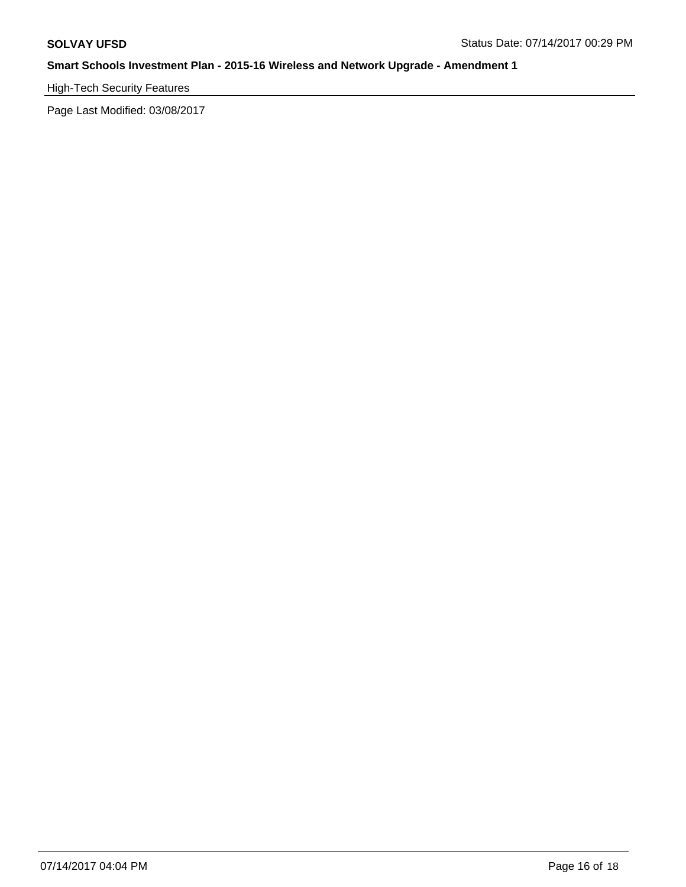High-Tech Security Features

Page Last Modified: 03/08/2017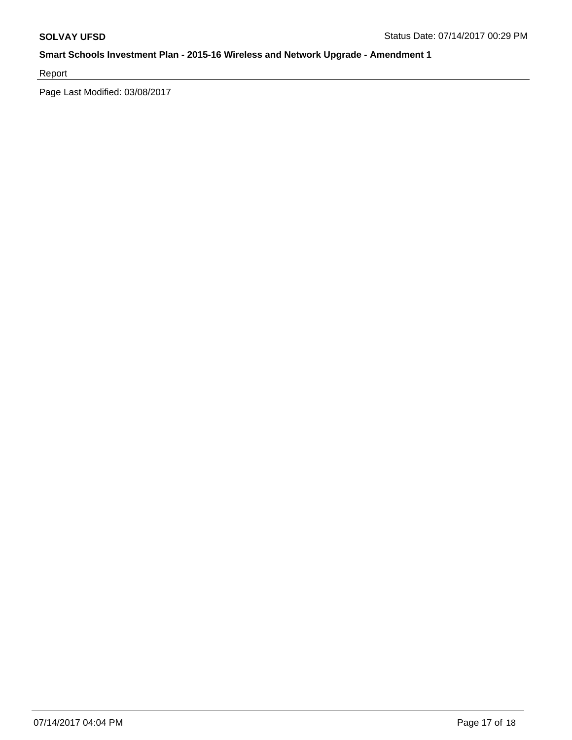Report

Page Last Modified: 03/08/2017